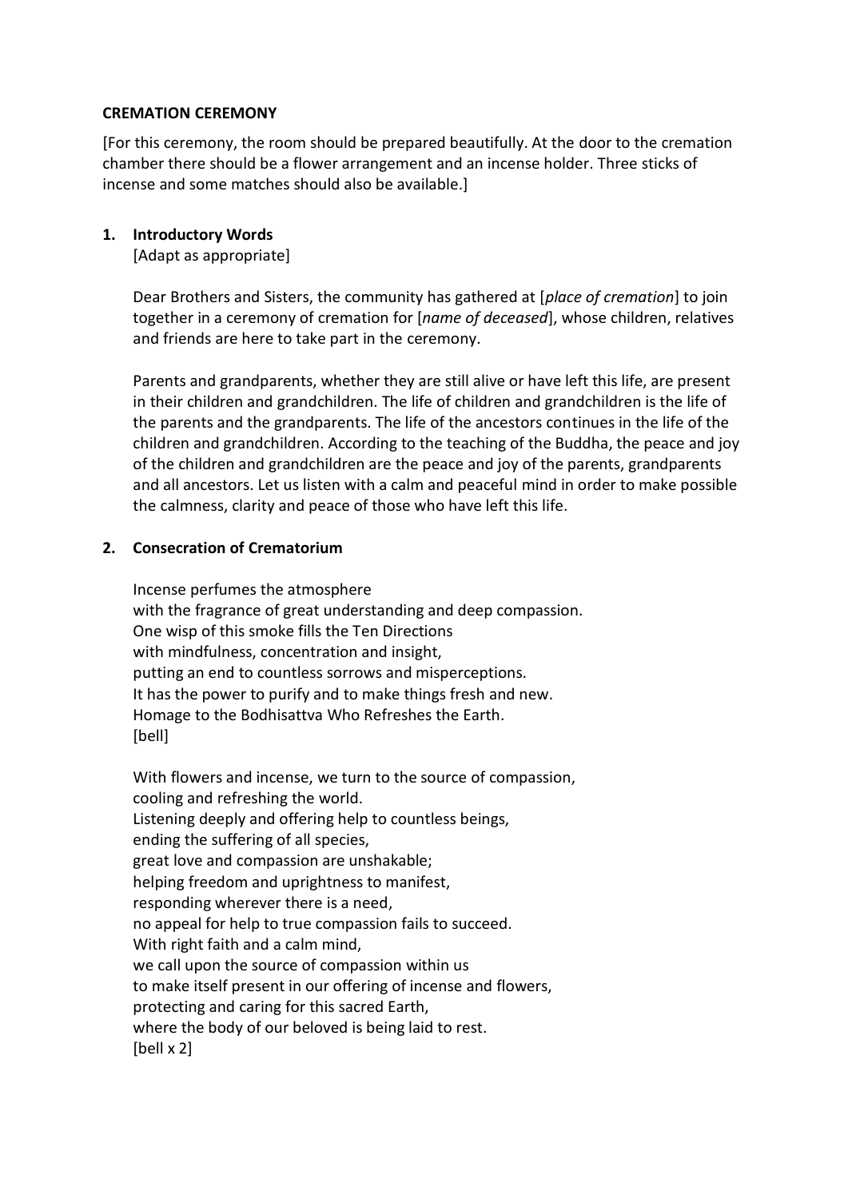**CREMATION CEREMONY**

[For this ceremony, the room should be prepared beautifully. At the door to the cremation chamber there should be a flower arrangement and an incense holder. Three sticks of incense and some matches should also be available.]

**1. Introductory Words**

[Adapt as appropriate]

Dear Brothers and Sisters, the community has gathered at [*place of cremation*] to join together in a ceremony of cremation for [*name of deceased*], whose children, relatives and friends are here to take part in the ceremony.

Parents and grandparents, whether they are still alive or have left this life, are present in their children and grandchildren. The life of children and grandchildren is the life of the parents and the grandparents. The life of the ancestors continues in the life of the children and grandchildren. According to the teaching of the Buddha, the peace and joy of the children and grandchildren are the peace and joy of the parents, grandparents and all ancestors. Let us listen with a calm and peaceful mind in order to make possible the calmness, clarity and peace of those who have left this life.

**2. Consecration of Crematorium**

Incense perfumes the atmosphere
with the fragrance of great understanding and deep compassion.
One wisp of this smoke fills the Ten Directions
with mindfulness, concentration and insight,
putting an end to countless sorrows and misperceptions.
It has the power to purify and to make things fresh and new.
Homage to the Bodhisattva Who Refreshes the Earth.
[bell]

With flowers and incense, we turn to the source of compassion,
cooling and refreshing the world.
Listening deeply and offering help to countless beings,
ending the suffering of all species,
great love and compassion are unshakable;
helping freedom and uprightness to manifest,
responding wherever there is a need,
no appeal for help to true compassion fails to succeed.
With right faith and a calm mind,
we call upon the source of compassion within us
to make itself present in our offering of incense and flowers,
protecting and caring for this sacred Earth,
where the body of our beloved is being laid to rest.
[bell x 2]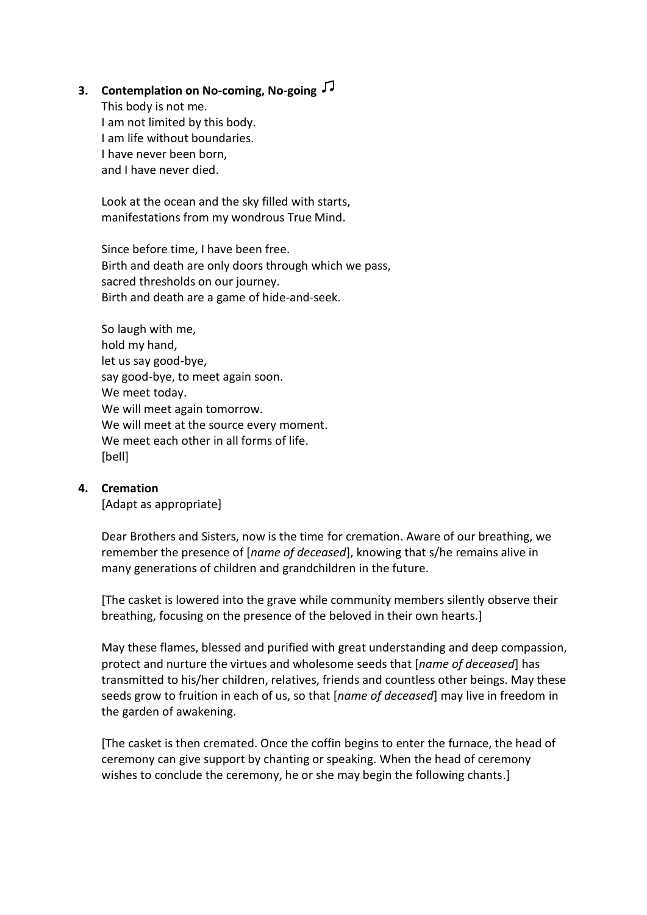### 3. Contemplation on No-coming, No-going ♫

This body is not me.
I am not limited by this body.
I am life without boundaries.
I have never been born,
and I have never died.

Look at the ocean and the sky filled with starts,
manifestations from my wondrous True Mind.

Since before time, I have been free.
Birth and death are only doors through which we pass,
sacred thresholds on our journey.
Birth and death are a game of hide-and-seek.

So laugh with me,
hold my hand,
let us say good-bye,
say good-bye, to meet again soon.
We meet today.
We will meet again tomorrow.
We will meet at the source every moment.
We meet each other in all forms of life.
[bell]

### 4. Cremation

[Adapt as appropriate]

Dear Brothers and Sisters, now is the time for cremation. Aware of our breathing, we remember the presence of [*name of deceased*], knowing that s/he remains alive in many generations of children and grandchildren in the future.

[The casket is lowered into the grave while community members silently observe their breathing, focusing on the presence of the beloved in their own hearts.]

May these flames, blessed and purified with great understanding and deep compassion, protect and nurture the virtues and wholesome seeds that [*name of deceased*] has transmitted to his/her children, relatives, friends and countless other beings. May these seeds grow to fruition in each of us, so that [*name of deceased*] may live in freedom in the garden of awakening.

[The casket is then cremated. Once the coffin begins to enter the furnace, the head of ceremony can give support by chanting or speaking. When the head of ceremony wishes to conclude the ceremony, he or she may begin the following chants.]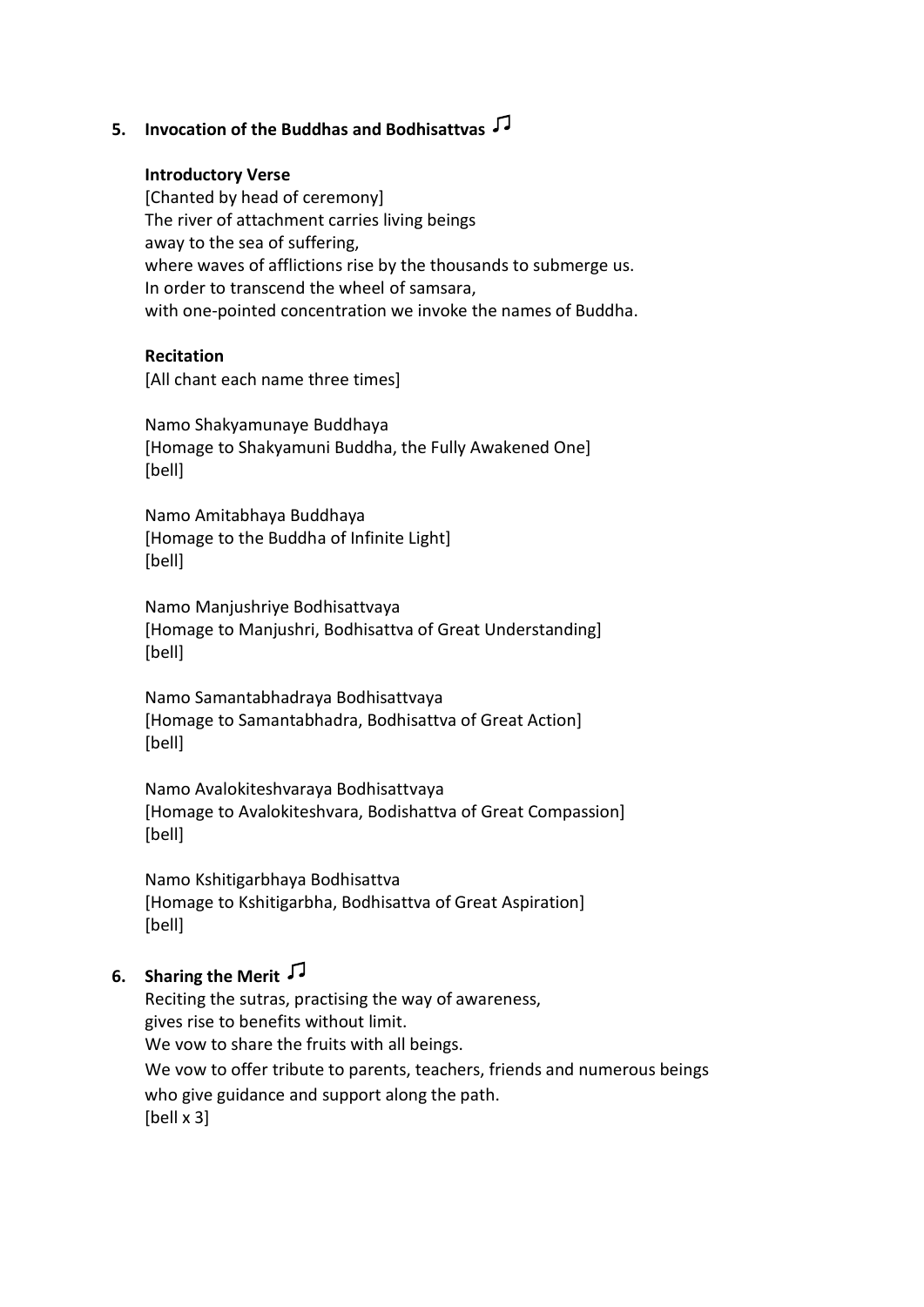## 5. Invocation of the Buddhas and Bodhisattvas ♫

**Introductory Verse**

[Chanted by head of ceremony]
The river of attachment carries living beings
away to the sea of suffering,
where waves of afflictions rise by the thousands to submerge us.
In order to transcend the wheel of samsara,
with one-pointed concentration we invoke the names of Buddha.

**Recitation**

[All chant each name three times]

Namo Shakyamunaye Buddhaya
[Homage to Shakyamuni Buddha, the Fully Awakened One]
[bell]

Namo Amitabhaya Buddhaya
[Homage to the Buddha of Infinite Light]
[bell]

Namo Manjushriye Bodhisattvaya
[Homage to Manjushri, Bodhisattva of Great Understanding]
[bell]

Namo Samantabhadraya Bodhisattvaya
[Homage to Samantabhadra, Bodhisattva of Great Action]
[bell]

Namo Avalokiteshvaraya Bodhisattvaya
[Homage to Avalokiteshvara, Bodishattva of Great Compassion]
[bell]

Namo Kshitigarbhaya Bodhisattva
[Homage to Kshitigarbha, Bodhisattva of Great Aspiration]
[bell]

## 6. Sharing the Merit ♫

Reciting the sutras, practising the way of awareness,
gives rise to benefits without limit.
We vow to share the fruits with all beings.
We vow to offer tribute to parents, teachers, friends and numerous beings
who give guidance and support along the path.
[bell x 3]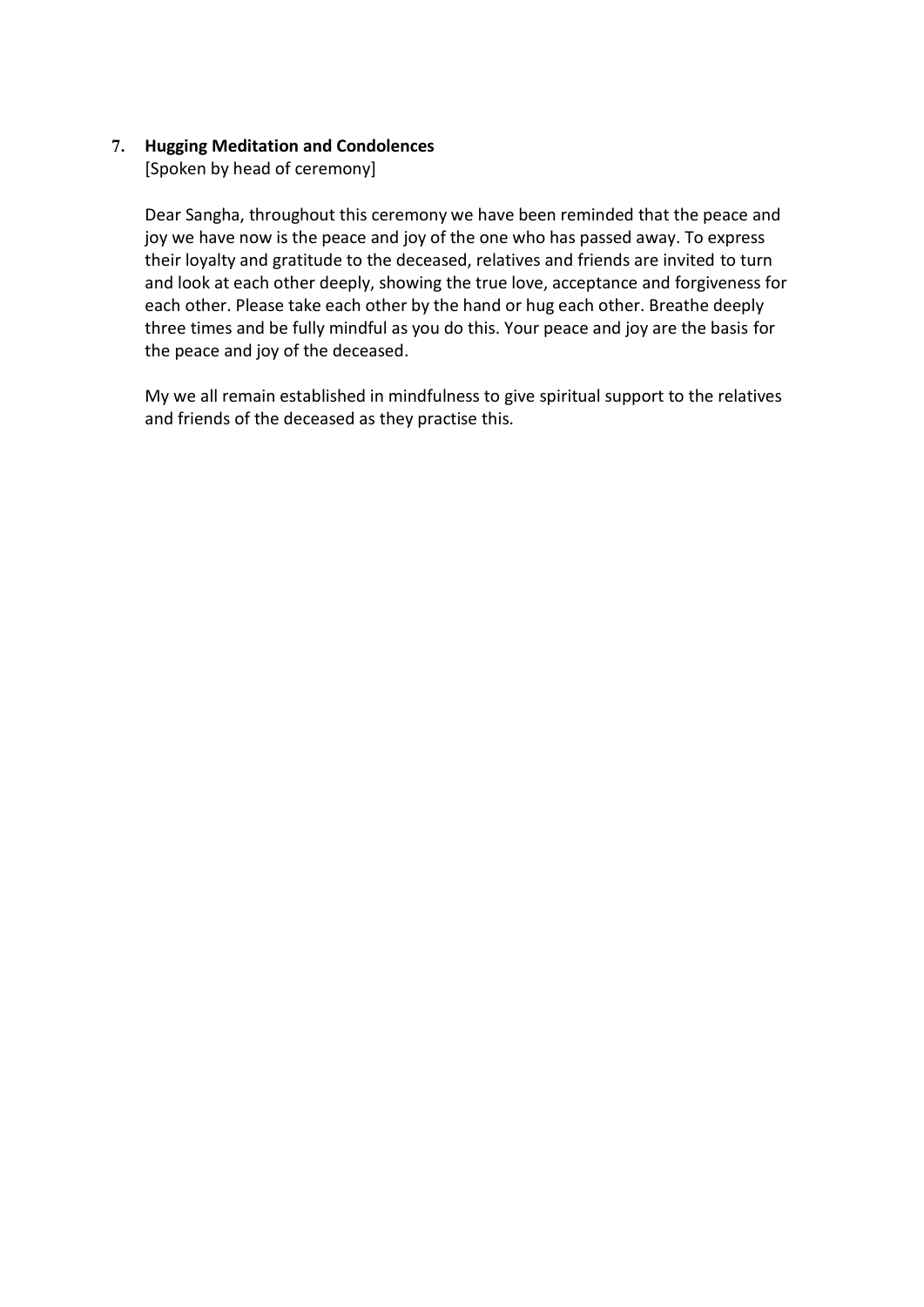7. **Hugging Meditation and Condolences**
   [Spoken by head of ceremony]

   Dear Sangha, throughout this ceremony we have been reminded that the peace and joy we have now is the peace and joy of the one who has passed away. To express their loyalty and gratitude to the deceased, relatives and friends are invited to turn and look at each other deeply, showing the true love, acceptance and forgiveness for each other. Please take each other by the hand or hug each other. Breathe deeply three times and be fully mindful as you do this. Your peace and joy are the basis for the peace and joy of the deceased.

   My we all remain established in mindfulness to give spiritual support to the relatives and friends of the deceased as they practise this.